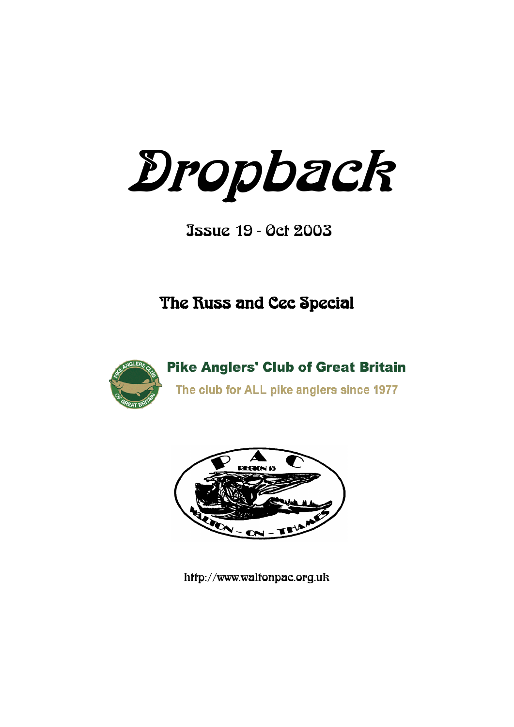# Dropback

Issue 19 - Oct 2003

## The Russ and Cec Special

**Pike Anglers' Club of Great Britain**

The club for ALL pike anglers since 1977

http://www.waltonpac.org.uk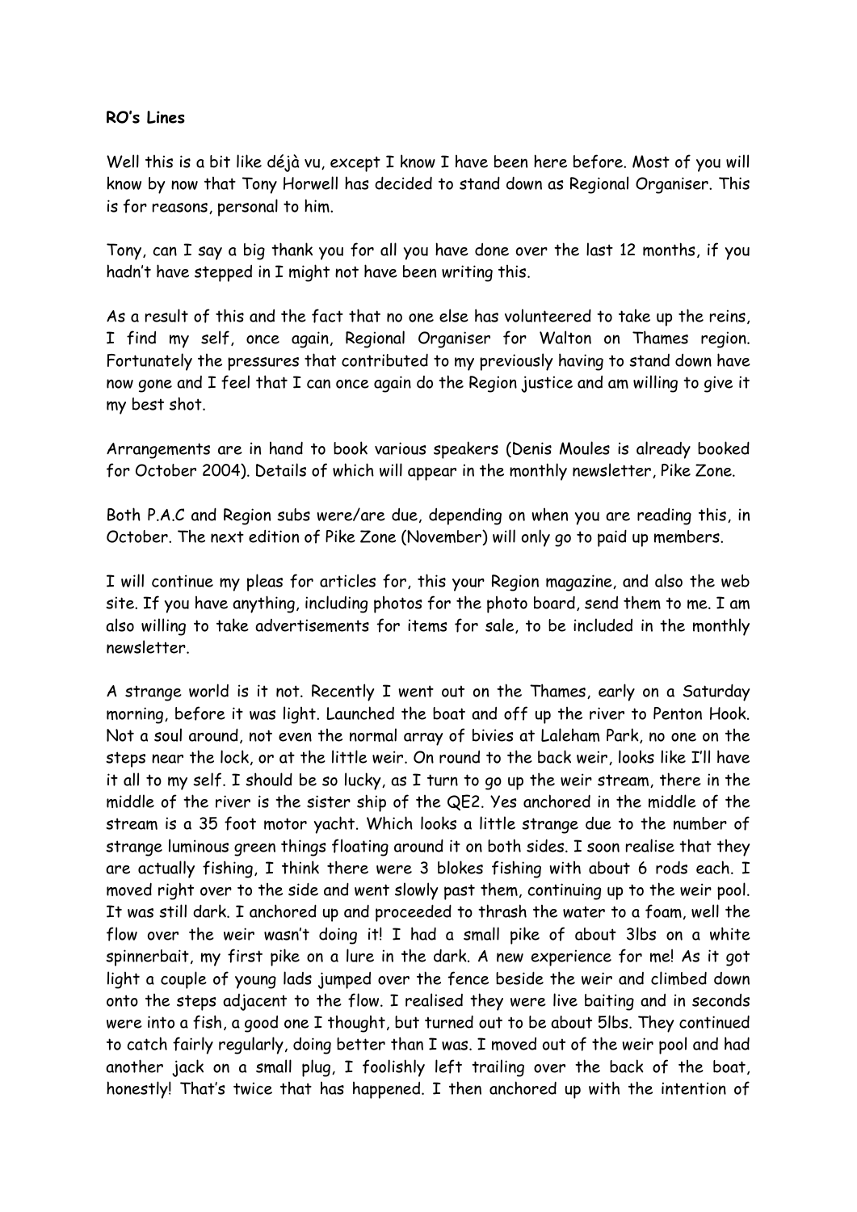**RO's Lines**

Well this is a bit like déjà vu, except I know I have been here before. Most of you will know by now that Tony Horwell has decided to stand down as Regional Organiser. This is for reasons, personal to him.

Tony, can I say a big thank you for all you have done over the last 12 months, if you hadn't have stepped in I might not have been writing this.

As a result of this and the fact that no one else has volunteered to take up the reins, I find my self, once again, Regional Organiser for Walton on Thames region. Fortunately the pressures that contributed to my previously having to stand down have now gone and I feel that I can once again do the Region justice and am willing to give it my best shot.

Arrangements are in hand to book various speakers (Denis Moules is already booked for October 2004). Details of which will appear in the monthly newsletter, Pike Zone.

Both P.A.C and Region subs were/are due, depending on when you are reading this, in October. The next edition of Pike Zone (November) will only go to paid up members.

I will continue my pleas for articles for, this your Region magazine, and also the web site. If you have anything, including photos for the photo board, send them to me. I am also willing to take advertisements for items for sale, to be included in the monthly newsletter.

A strange world is it not. Recently I went out on the Thames, early on a Saturday morning, before it was light. Launched the boat and off up the river to Penton Hook. Not a soul around, not even the normal array of bivies at Laleham Park, no one on the steps near the lock, or at the little weir. On round to the back weir, looks like I'll have it all to my self. I should be so lucky, as I turn to go up the weir stream, there in the middle of the river is the sister ship of the QE2. Yes anchored in the middle of the stream is a 35 foot motor yacht. Which looks a little strange due to the number of strange luminous green things floating around it on both sides. I soon realise that they are actually fishing, I think there were 3 blokes fishing with about 6 rods each. I moved right over to the side and went slowly past them, continuing up to the weir pool. It was still dark. I anchored up and proceeded to thrash the water to a foam, well the flow over the weir wasn't doing it! I had a small pike of about 3lbs on a white spinnerbait, my first pike on a lure in the dark. A new experience for me! As it got light a couple of young lads jumped over the fence beside the weir and climbed down onto the steps adjacent to the flow. I realised they were live baiting and in seconds were into a fish, a good one I thought, but turned out to be about 5lbs. They continued to catch fairly regularly, doing better than I was. I moved out of the weir pool and had another jack on a small plug, I foolishly left trailing over the back of the boat, honestly! That's twice that has happened. I then anchored up with the intention of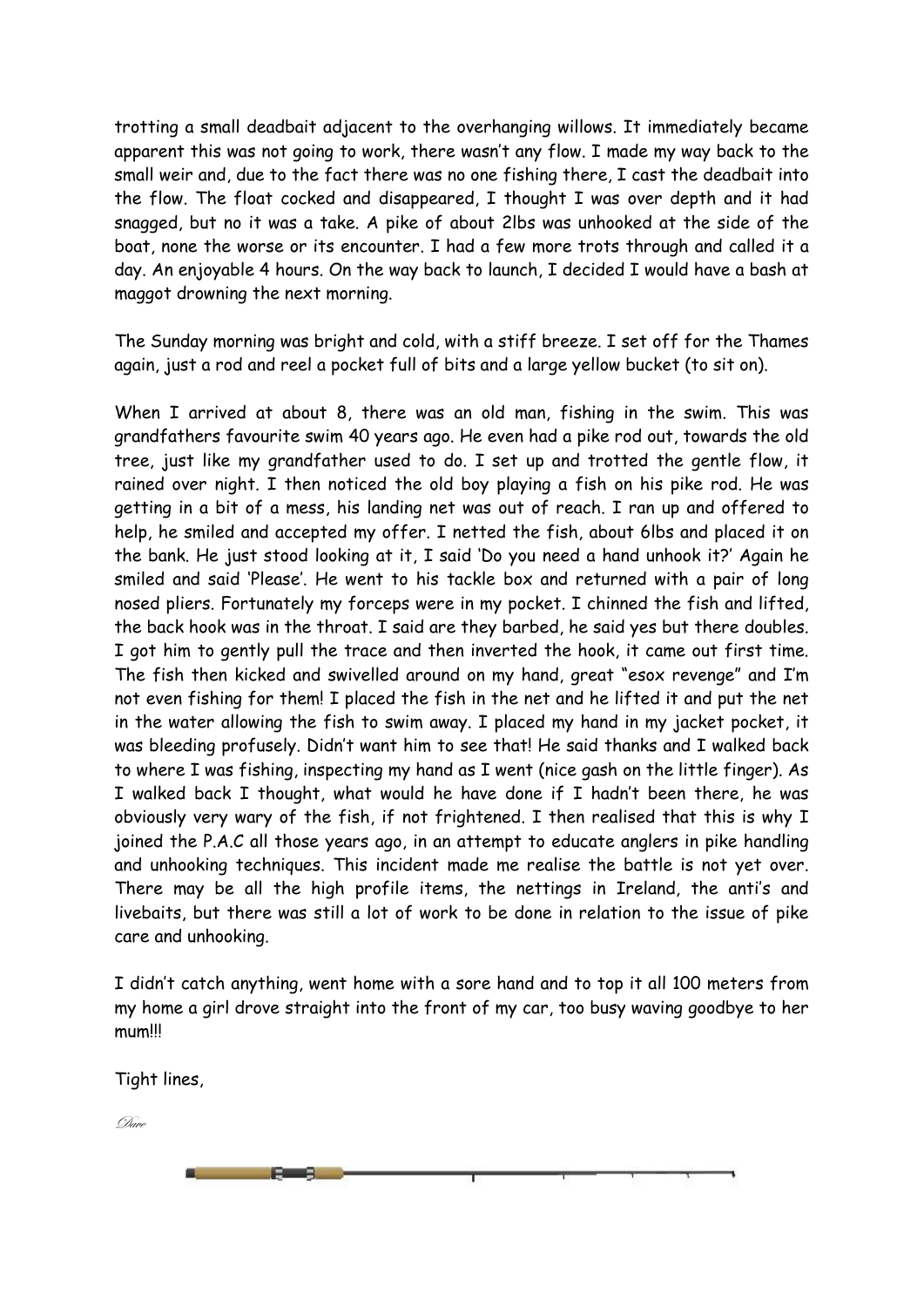trotting a small deadbait adjacent to the overhanging willows. It immediately became apparent this was not going to work, there wasn't any flow. I made my way back to the small weir and, due to the fact there was no one fishing there, I cast the deadbait into the flow. The float cocked and disappeared, I thought I was over depth and it had snagged, but no it was a take. A pike of about 2lbs was unhooked at the side of the boat, none the worse or its encounter. I had a few more trots through and called it a day. An enjoyable 4 hours. On the way back to launch, I decided I would have a bash at maggot drowning the next morning.

The Sunday morning was bright and cold, with a stiff breeze. I set off for the Thames again, just a rod and reel a pocket full of bits and a large yellow bucket (to sit on).

When I arrived at about 8, there was an old man, fishing in the swim. This was grandfathers favourite swim 40 years ago. He even had a pike rod out, towards the old tree, just like my grandfather used to do. I set up and trotted the gentle flow, it rained over night. I then noticed the old boy playing a fish on his pike rod. He was getting in a bit of a mess, his landing net was out of reach. I ran up and offered to help, he smiled and accepted my offer. I netted the fish, about 6lbs and placed it on the bank. He just stood looking at it, I said 'Do you need a hand unhook it?' Again he smiled and said 'Please'. He went to his tackle box and returned with a pair of long nosed pliers. Fortunately my forceps were in my pocket. I chinned the fish and lifted, the back hook was in the throat. I said are they barbed, he said yes but there doubles. I got him to gently pull the trace and then inverted the hook, it came out first time. The fish then kicked and swivelled around on my hand, great "esox revenge" and I'm not even fishing for them! I placed the fish in the net and he lifted it and put the net in the water allowing the fish to swim away. I placed my hand in my jacket pocket, it was bleeding profusely. Didn't want him to see that! He said thanks and I walked back to where I was fishing, inspecting my hand as I went (nice gash on the little finger). As I walked back I thought, what would he have done if I hadn't been there, he was obviously very wary of the fish, if not frightened. I then realised that this is why I joined the P.A.C all those years ago, in an attempt to educate anglers in pike handling and unhooking techniques. This incident made me realise the battle is not yet over. There may be all the high profile items, the nettings in Ireland, the anti's and livebaits, but there was still a lot of work to be done in relation to the issue of pike care and unhooking.

I didn't catch anything, went home with a sore hand and to top it all 100 meters from my home a girl drove straight into the front of my car, too busy waving goodbye to her mum!!!

Tight lines,

*Dave*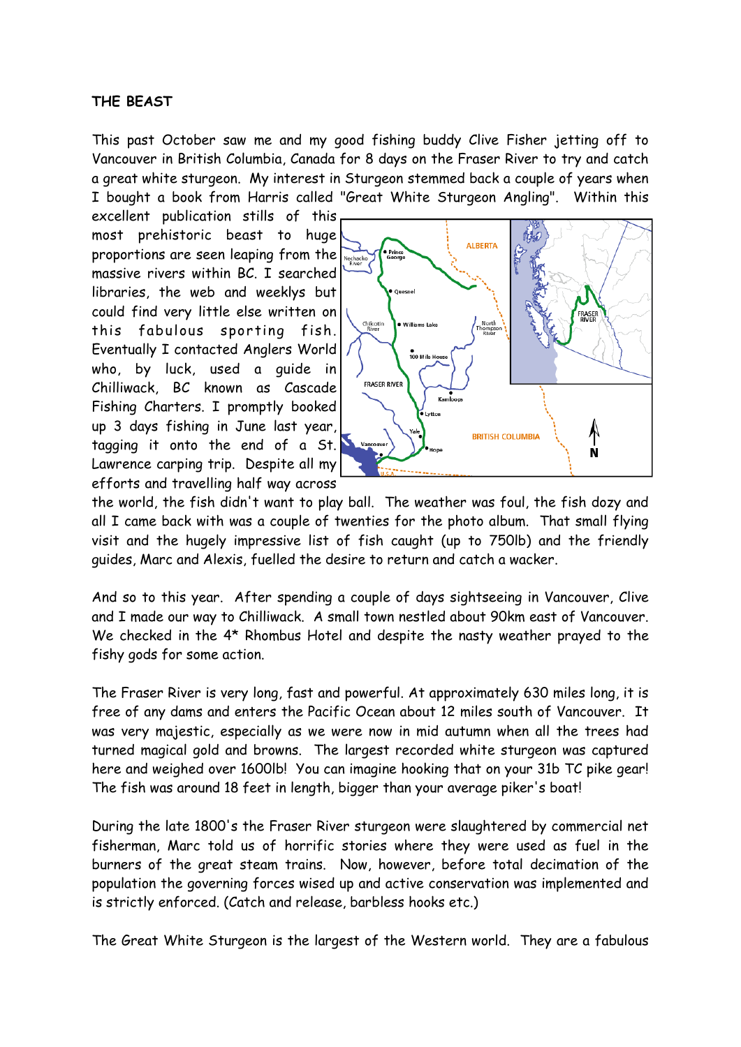**THE BEAST**

This past October saw me and my good fishing buddy Clive Fisher jetting off to Vancouver in British Columbia, Canada for 8 days on the Fraser River to try and catch a great white sturgeon. My interest in Sturgeon stemmed back a couple of years when I bought a book from Harris called "Great White Sturgeon Angling". Within this excellent publication stills of this most prehistoric beast to huge proportions are seen leaping from the massive rivers within BC. I searched libraries, the web and weeklys but could find very little else written on this fabulous sporting fish. Eventually I contacted Anglers World who, by luck, used a guide in Chilliwack, BC known as Cascade Fishing Charters. I promptly booked up 3 days fishing in June last year, tagging it onto the end of a St. Lawrence carping trip. Despite all my efforts and travelling half way across the world, the fish didn't want to play ball. The weather was foul, the fish dozy and all I came back with was a couple of twenties for the photo album. That small flying visit and the hugely impressive list of fish caught (up to 750lb) and the friendly guides, Marc and Alexis, fuelled the desire to return and catch a wacker.

And so to this year. After spending a couple of days sightseeing in Vancouver, Clive and I made our way to Chilliwack. A small town nestled about 90km east of Vancouver. We checked in the 4* Rhombus Hotel and despite the nasty weather prayed to the fishy gods for some action.

The Fraser River is very long, fast and powerful. At approximately 630 miles long, it is free of any dams and enters the Pacific Ocean about 12 miles south of Vancouver. It was very majestic, especially as we were now in mid autumn when all the trees had turned magical gold and browns. The largest recorded white sturgeon was captured here and weighed over 1600lb! You can imagine hooking that on your 31b TC pike gear! The fish was around 18 feet in length, bigger than your average piker's boat!

During the late 1800's the Fraser River sturgeon were slaughtered by commercial net fisherman, Marc told us of horrific stories where they were used as fuel in the burners of the great steam trains. Now, however, before total decimation of the population the governing forces wised up and active conservation was implemented and is strictly enforced. (Catch and release, barbless hooks etc.)

The Great White Sturgeon is the largest of the Western world. They are a fabulous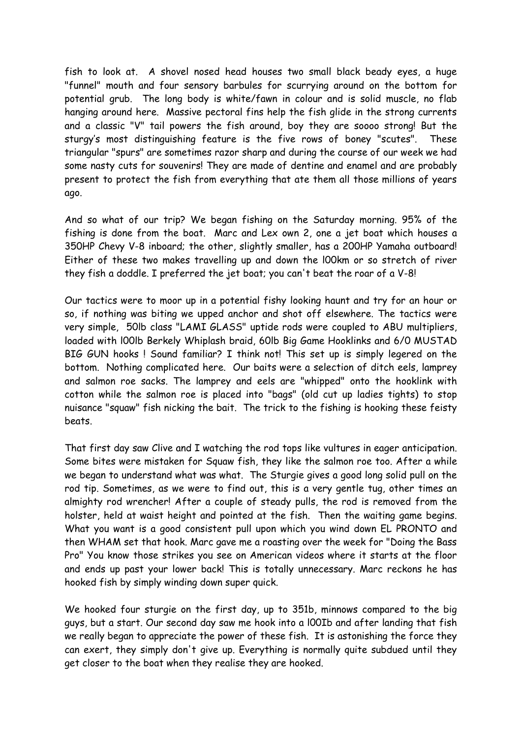fish to look at. A shovel nosed head houses two small black beady eyes, a huge "funnel" mouth and four sensory barbules for scurrying around on the bottom for potential grub. The long body is white/fawn in colour and is solid muscle, no flab hanging around here. Massive pectoral fins help the fish glide in the strong currents and a classic "V" tail powers the fish around, boy they are soooo strong! But the sturgy's most distinguishing feature is the five rows of boney "scutes". These triangular "spurs" are sometimes razor sharp and during the course of our week we had some nasty cuts for souvenirs! They are made of dentine and enamel and are probably present to protect the fish from everything that ate them all those millions of years ago.

And so what of our trip? We began fishing on the Saturday morning. 95% of the fishing is done from the boat. Marc and Lex own 2, one a jet boat which houses a 350HP Chevy V-8 inboard; the other, slightly smaller, has a 200HP Yamaha outboard! Either of these two makes travelling up and down the l00km or so stretch of river they fish a doddle. I preferred the jet boat; you can't beat the roar of a V-8!

Our tactics were to moor up in a potential fishy looking haunt and try for an hour or so, if nothing was biting we upped anchor and shot off elsewhere. The tactics were very simple, 50lb class "LAMI GLASS" uptide rods were coupled to ABU multipliers, loaded with l00lb Berkely Whiplash braid, 60lb Big Game Hooklinks and 6/0 MUSTAD BIG GUN hooks ! Sound familiar? I think not! This set up is simply legered on the bottom. Nothing complicated here. Our baits were a selection of ditch eels, lamprey and salmon roe sacks. The lamprey and eels are "whipped" onto the hooklink with cotton while the salmon roe is placed into "bags" (old cut up ladies tights) to stop nuisance "squaw" fish nicking the bait. The trick to the fishing is hooking these feisty beats.

That first day saw Clive and I watching the rod tops like vultures in eager anticipation. Some bites were mistaken for Squaw fish, they like the salmon roe too. After a while we began to understand what was what. The Sturgie gives a good long solid pull on the rod tip. Sometimes, as we were to find out, this is a very gentle tug, other times an almighty rod wrencher! After a couple of steady pulls, the rod is removed from the holster, held at waist height and pointed at the fish. Then the waiting game begins. What you want is a good consistent pull upon which you wind down EL PRONTO and then WHAM set that hook. Marc gave me a roasting over the week for "Doing the Bass Pro" You know those strikes you see on American videos where it starts at the floor and ends up past your lower back! This is totally unnecessary. Marc reckons he has hooked fish by simply winding down super quick.

We hooked four sturgie on the first day, up to 351b, minnows compared to the big guys, but a start. Our second day saw me hook into a l00Ib and after landing that fish we really began to appreciate the power of these fish. It is astonishing the force they can exert, they simply don't give up. Everything is normally quite subdued until they get closer to the boat when they realise they are hooked.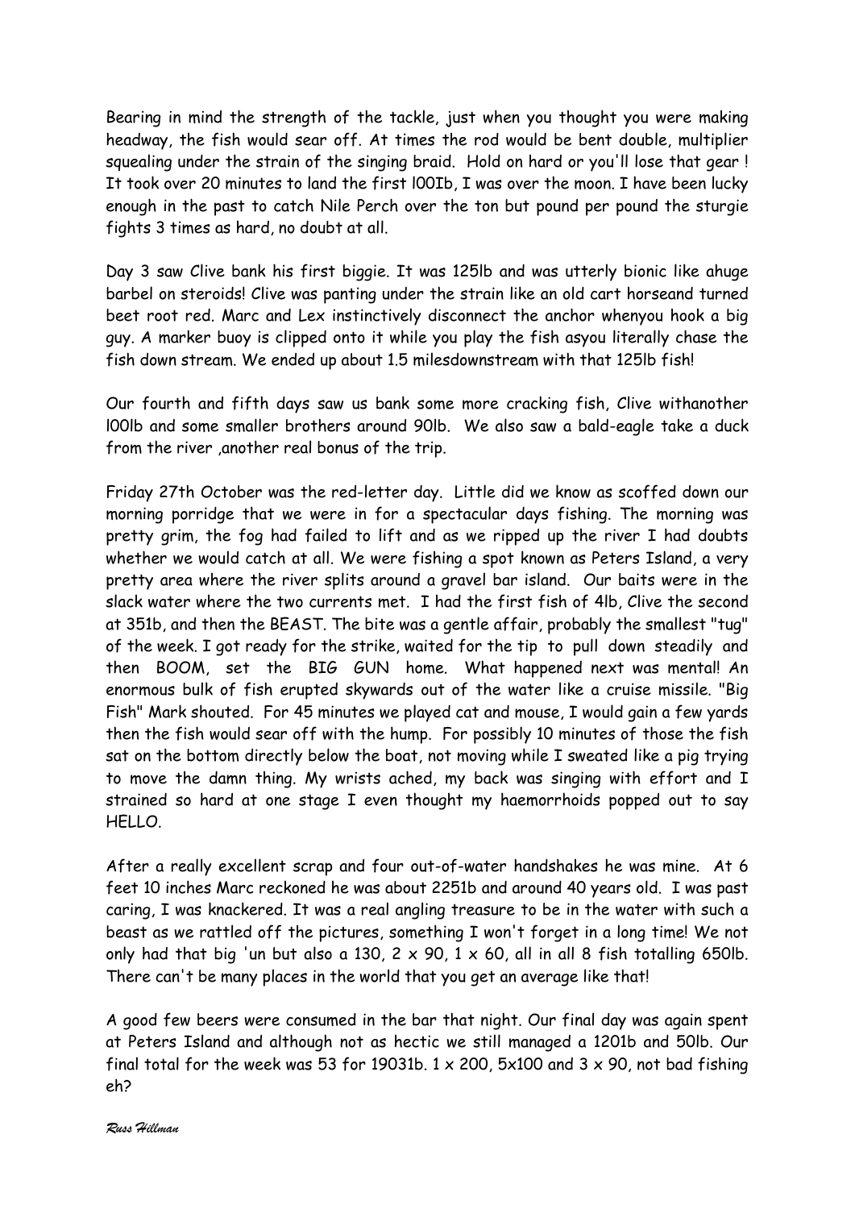Bearing in mind the strength of the tackle, just when you thought you were making headway, the fish would sear off. At times the rod would be bent double, multiplier squealing under the strain of the singing braid. Hold on hard or you'll lose that gear ! It took over 20 minutes to land the first l00Ib, I was over the moon. I have been lucky enough in the past to catch Nile Perch over the ton but pound per pound the sturgie fights 3 times as hard, no doubt at all.

Day 3 saw Clive bank his first biggie. It was 125lb and was utterly bionic like ahuge barbel on steroids! Clive was panting under the strain like an old cart horseand turned beet root red. Marc and Lex instinctively disconnect the anchor whenyou hook a big guy. A marker buoy is clipped onto it while you play the fish asyou literally chase the fish down stream. We ended up about 1.5 milesdownstream with that 125lb fish!

Our fourth and fifth days saw us bank some more cracking fish, Clive withanother l00lb and some smaller brothers around 90lb. We also saw a bald-eagle take a duck from the river ,another real bonus of the trip.

Friday 27th October was the red-letter day. Little did we know as scoffed down our morning porridge that we were in for a spectacular days fishing. The morning was pretty grim, the fog had failed to lift and as we ripped up the river I had doubts whether we would catch at all. We were fishing a spot known as Peters Island, a very pretty area where the river splits around a gravel bar island. Our baits were in the slack water where the two currents met. I had the first fish of 4lb, Clive the second at 351b, and then the BEAST. The bite was a gentle affair, probably the smallest "tug" of the week. I got ready for the strike, waited for the tip to pull down steadily and then BOOM, set the BIG GUN home. What happened next was mental! An enormous bulk of fish erupted skywards out of the water like a cruise missile. "Big Fish" Mark shouted. For 45 minutes we played cat and mouse, I would gain a few yards then the fish would sear off with the hump. For possibly 10 minutes of those the fish sat on the bottom directly below the boat, not moving while I sweated like a pig trying to move the damn thing. My wrists ached, my back was singing with effort and I strained so hard at one stage I even thought my haemorrhoids popped out to say HELLO.

After a really excellent scrap and four out-of-water handshakes he was mine. At 6 feet 10 inches Marc reckoned he was about 2251b and around 40 years old. I was past caring, I was knackered. It was a real angling treasure to be in the water with such a beast as we rattled off the pictures, something I won't forget in a long time! We not only had that big 'un but also a 130, 2 x 90, 1 x 60, all in all 8 fish totalling 650lb. There can't be many places in the world that you get an average like that!

A good few beers were consumed in the bar that night. Our final day was again spent at Peters Island and although not as hectic we still managed a 1201b and 50lb. Our final total for the week was 53 for 19031b. 1 x 200, 5x100 and 3 x 90, not bad fishing eh?

*Russ Hillman*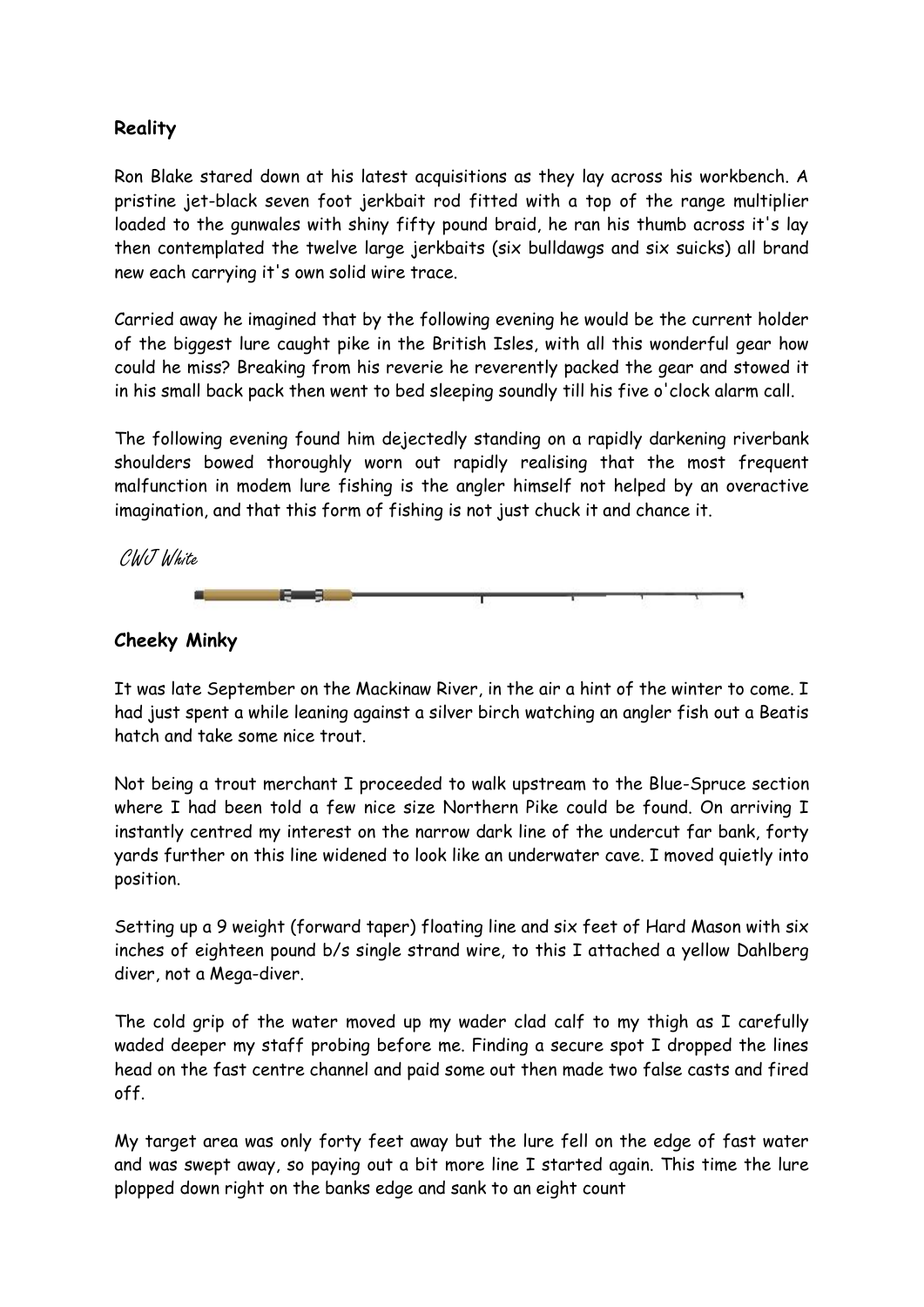**Reality**

Ron Blake stared down at his latest acquisitions as they lay across his workbench. A pristine jet-black seven foot jerkbait rod fitted with a top of the range multiplier loaded to the gunwales with shiny fifty pound braid, he ran his thumb across it's lay then contemplated the twelve large jerkbaits (six bulldawgs and six suicks) all brand new each carrying it's own solid wire trace.

Carried away he imagined that by the following evening he would be the current holder of the biggest lure caught pike in the British Isles, with all this wonderful gear how could he miss? Breaking from his reverie he reverently packed the gear and stowed it in his small back pack then went to bed sleeping soundly till his five o'clock alarm call.

The following evening found him dejectedly standing on a rapidly darkening riverbank shoulders bowed thoroughly worn out rapidly realising that the most frequent malfunction in modem lure fishing is the angler himself not helped by an overactive imagination, and that this form of fishing is not just chuck it and chance it.

CWJ White

**Cheeky Minky**

It was late September on the Mackinaw River, in the air a hint of the winter to come. I had just spent a while leaning against a silver birch watching an angler fish out a Beatis hatch and take some nice trout.

Not being a trout merchant I proceeded to walk upstream to the Blue-Spruce section where I had been told a few nice size Northern Pike could be found. On arriving I instantly centred my interest on the narrow dark line of the undercut far bank, forty yards further on this line widened to look like an underwater cave. I moved quietly into position.

Setting up a 9 weight (forward taper) floating line and six feet of Hard Mason with six inches of eighteen pound b/s single strand wire, to this I attached a yellow Dahlberg diver, not a Mega-diver.

The cold grip of the water moved up my wader clad calf to my thigh as I carefully waded deeper my staff probing before me. Finding a secure spot I dropped the lines head on the fast centre channel and paid some out then made two false casts and fired off.

My target area was only forty feet away but the lure fell on the edge of fast water and was swept away, so paying out a bit more line I started again. This time the lure plopped down right on the banks edge and sank to an eight count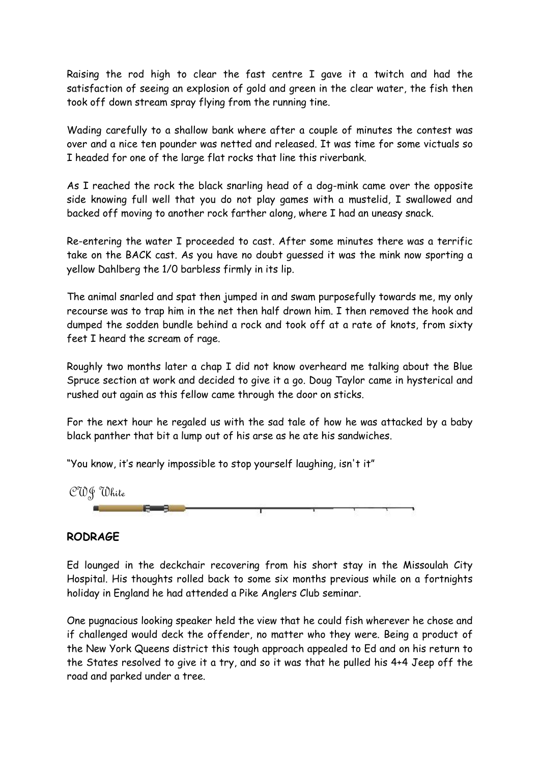Raising the rod high to clear the fast centre I gave it a twitch and had the satisfaction of seeing an explosion of gold and green in the clear water, the fish then took off down stream spray flying from the running tine.

Wading carefully to a shallow bank where after a couple of minutes the contest was over and a nice ten pounder was netted and released. It was time for some victuals so I headed for one of the large flat rocks that line this riverbank.

As I reached the rock the black snarling head of a dog-mink came over the opposite side knowing full well that you do not play games with a mustelid, I swallowed and backed off moving to another rock farther along, where I had an uneasy snack.

Re-entering the water I proceeded to cast. After some minutes there was a terrific take on the BACK cast. As you have no doubt guessed it was the mink now sporting a yellow Dahlberg the 1/0 barbless firmly in its lip.

The animal snarled and spat then jumped in and swam purposefully towards me, my only recourse was to trap him in the net then half drown him. I then removed the hook and dumped the sodden bundle behind a rock and took off at a rate of knots, from sixty feet I heard the scream of rage.

Roughly two months later a chap I did not know overheard me talking about the Blue Spruce section at work and decided to give it a go. Doug Taylor came in hysterical and rushed out again as this fellow came through the door on sticks.

For the next hour he regaled us with the sad tale of how he was attacked by a baby black panther that bit a lump out of his arse as he ate his sandwiches.

"You know, it's nearly impossible to stop yourself laughing, isn't it"

*CWJ White*

## RODRAGE

Ed lounged in the deckchair recovering from his short stay in the Missoulah City Hospital. His thoughts rolled back to some six months previous while on a fortnights holiday in England he had attended a Pike Anglers Club seminar.

One pugnacious looking speaker held the view that he could fish wherever he chose and if challenged would deck the offender, no matter who they were. Being a product of the New York Queens district this tough approach appealed to Ed and on his return to the States resolved to give it a try, and so it was that he pulled his 4+4 Jeep off the road and parked under a tree.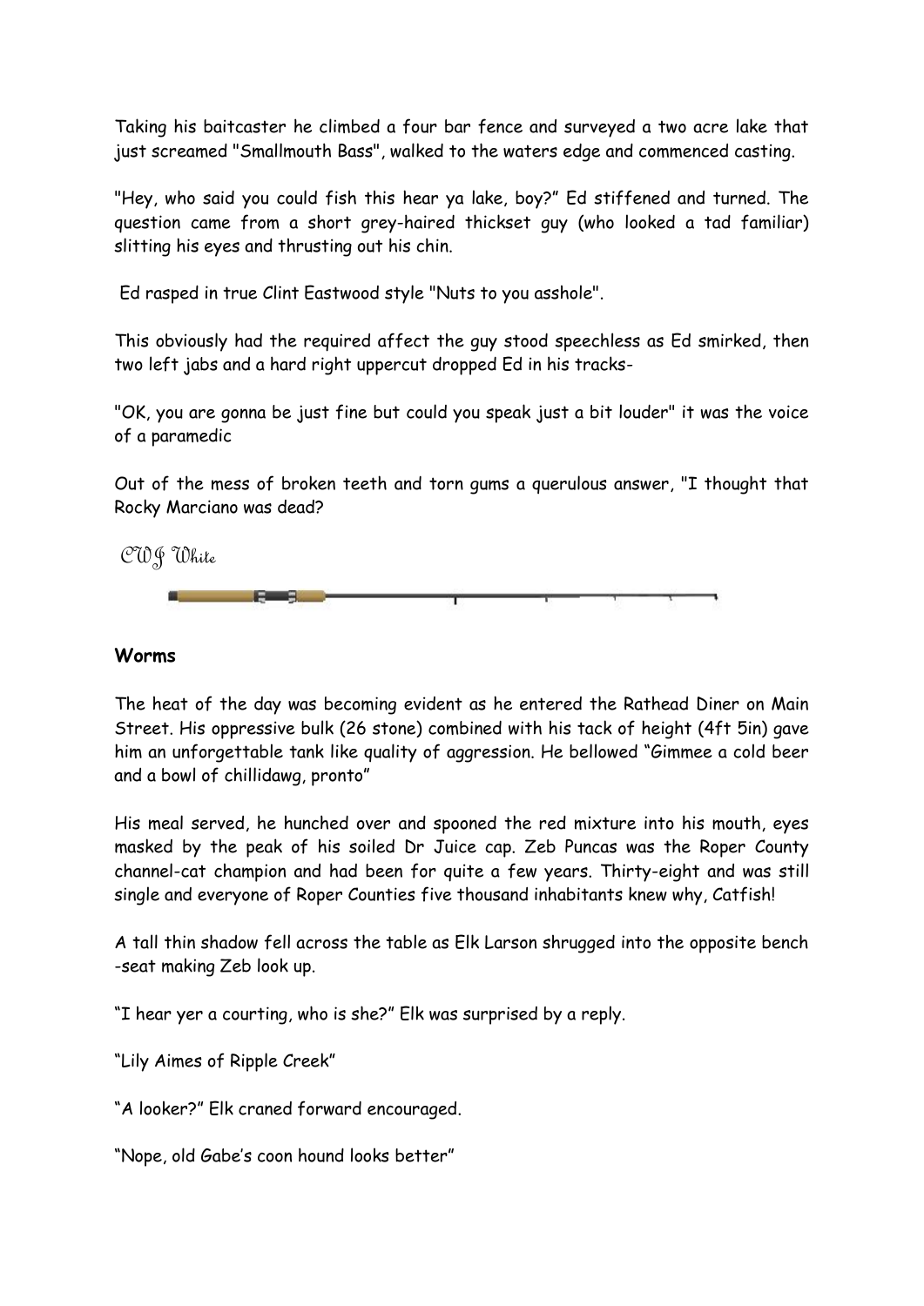Taking his baitcaster he climbed a four bar fence and surveyed a two acre lake that just screamed "Smallmouth Bass", walked to the waters edge and commenced casting.

"Hey, who said you could fish this hear ya lake, boy?" Ed stiffened and turned. The question came from a short grey-haired thickset guy (who looked a tad familiar) slitting his eyes and thrusting out his chin.

Ed rasped in true Clint Eastwood style "Nuts to you asshole".

This obviously had the required affect the guy stood speechless as Ed smirked, then two left jabs and a hard right uppercut dropped Ed in his tracks-

"OK, you are gonna be just fine but could you speak just a bit louder" it was the voice of a paramedic

Out of the mess of broken teeth and torn gums a querulous answer, "I thought that Rocky Marciano was dead?

CWJ White

**Worms**

The heat of the day was becoming evident as he entered the Rathead Diner on Main Street. His oppressive bulk (26 stone) combined with his tack of height (4ft 5in) gave him an unforgettable tank like quality of aggression. He bellowed "Gimmee a cold beer and a bowl of chillidawg, pronto"

His meal served, he hunched over and spooned the red mixture into his mouth, eyes masked by the peak of his soiled Dr Juice cap. Zeb Puncas was the Roper County channel-cat champion and had been for quite a few years. Thirty-eight and was still single and everyone of Roper Counties five thousand inhabitants knew why, Catfish!

A tall thin shadow fell across the table as Elk Larson shrugged into the opposite bench -seat making Zeb look up.

"I hear yer a courting, who is she?" Elk was surprised by a reply.

"Lily Aimes of Ripple Creek"

"A looker?" Elk craned forward encouraged.

"Nope, old Gabe's coon hound looks better"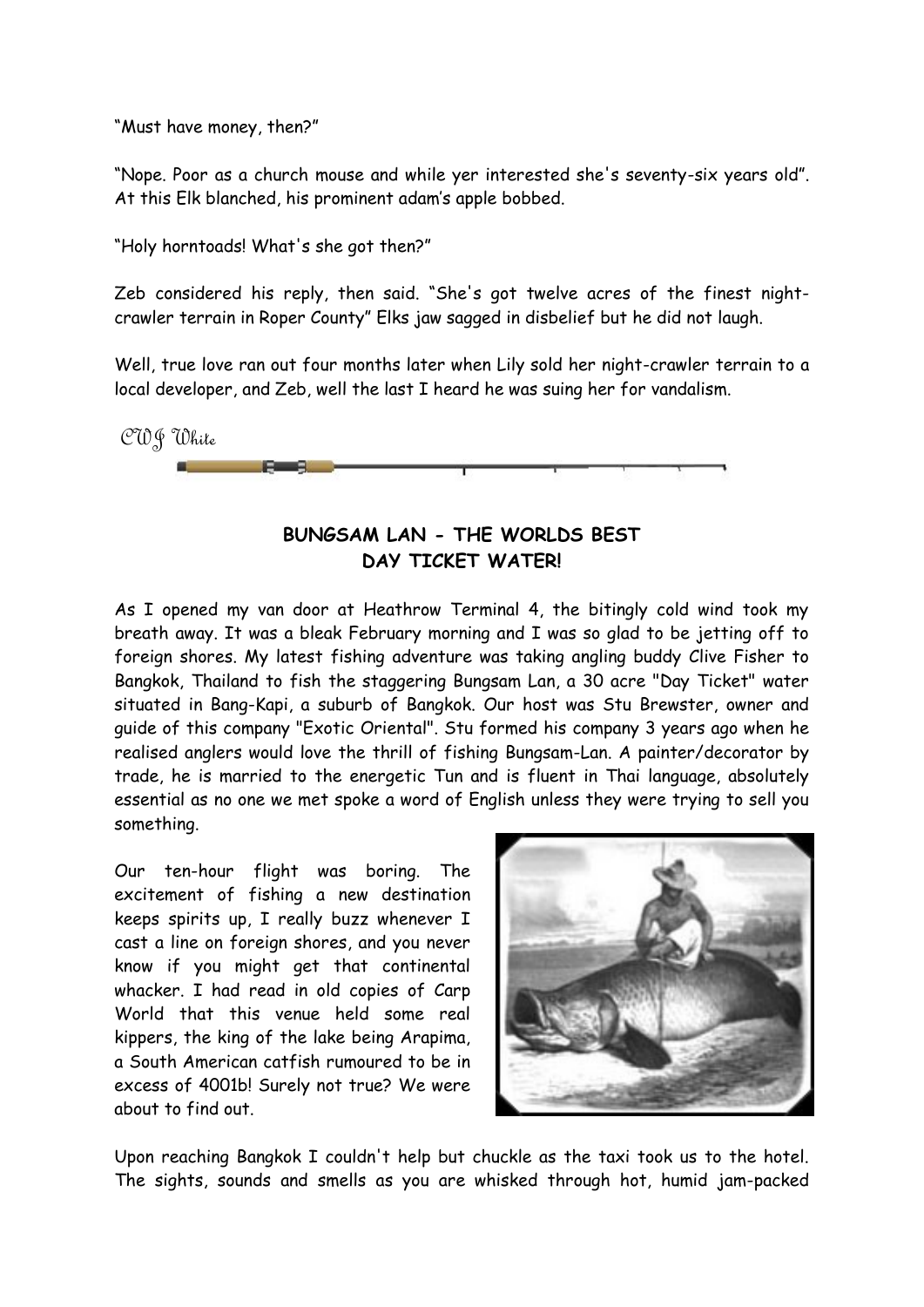"Must have money, then?"

"Nope. Poor as a church mouse and while yer interested she's seventy-six years old". At this Elk blanched, his prominent adam's apple bobbed.

"Holy horntoads! What's she got then?"

Zeb considered his reply, then said. "She's got twelve acres of the finest night-crawler terrain in Roper County" Elks jaw sagged in disbelief but he did not laugh.

Well, true love ran out four months later when Lily sold her night-crawler terrain to a local developer, and Zeb, well the last I heard he was suing her for vandalism.

CWJ White

## BUNGSAM LAN - THE WORLDS BEST DAY TICKET WATER!

As I opened my van door at Heathrow Terminal 4, the bitingly cold wind took my breath away. It was a bleak February morning and I was so glad to be jetting off to foreign shores. My latest fishing adventure was taking angling buddy Clive Fisher to Bangkok, Thailand to fish the staggering Bungsam Lan, a 30 acre "Day Ticket" water situated in Bang-Kapi, a suburb of Bangkok. Our host was Stu Brewster, owner and guide of this company "Exotic Oriental". Stu formed his company 3 years ago when he realised anglers would love the thrill of fishing Bungsam-Lan. A painter/decorator by trade, he is married to the energetic Tun and is fluent in Thai language, absolutely essential as no one we met spoke a word of English unless they were trying to sell you something.

Our ten-hour flight was boring. The excitement of fishing a new destination keeps spirits up, I really buzz whenever I cast a line on foreign shores, and you never know if you might get that continental whacker. I had read in old copies of Carp World that this venue held some real kippers, the king of the lake being Arapima, a South American catfish rumoured to be in excess of 4001b! Surely not true? We were about to find out.

Upon reaching Bangkok I couldn't help but chuckle as the taxi took us to the hotel. The sights, sounds and smells as you are whisked through hot, humid jam-packed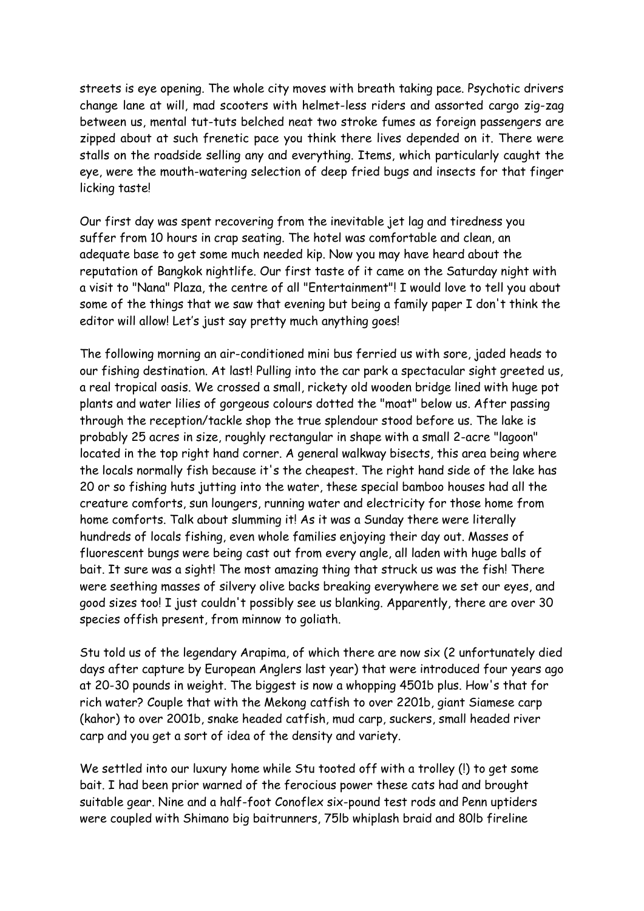streets is eye opening. The whole city moves with breath taking pace. Psychotic drivers change lane at will, mad scooters with helmet-less riders and assorted cargo zig-zag between us, mental tut-tuts belched neat two stroke fumes as foreign passengers are zipped about at such frenetic pace you think there lives depended on it. There were stalls on the roadside selling any and everything. Items, which particularly caught the eye, were the mouth-watering selection of deep fried bugs and insects for that finger licking taste!

Our first day was spent recovering from the inevitable jet lag and tiredness you suffer from 10 hours in crap seating. The hotel was comfortable and clean, an adequate base to get some much needed kip. Now you may have heard about the reputation of Bangkok nightlife. Our first taste of it came on the Saturday night with a visit to "Nana" Plaza, the centre of all "Entertainment"! I would love to tell you about some of the things that we saw that evening but being a family paper I don't think the editor will allow! Let's just say pretty much anything goes!

The following morning an air-conditioned mini bus ferried us with sore, jaded heads to our fishing destination. At last! Pulling into the car park a spectacular sight greeted us, a real tropical oasis. We crossed a small, rickety old wooden bridge lined with huge pot plants and water lilies of gorgeous colours dotted the "moat" below us. After passing through the reception/tackle shop the true splendour stood before us. The lake is probably 25 acres in size, roughly rectangular in shape with a small 2-acre "lagoon" located in the top right hand corner. A general walkway bisects, this area being where the locals normally fish because it's the cheapest. The right hand side of the lake has 20 or so fishing huts jutting into the water, these special bamboo houses had all the creature comforts, sun loungers, running water and electricity for those home from home comforts. Talk about slumming it! As it was a Sunday there were literally hundreds of locals fishing, even whole families enjoying their day out. Masses of fluorescent bungs were being cast out from every angle, all laden with huge balls of bait. It sure was a sight! The most amazing thing that struck us was the fish! There were seething masses of silvery olive backs breaking everywhere we set our eyes, and good sizes too! I just couldn't possibly see us blanking. Apparently, there are over 30 species offish present, from minnow to goliath.

Stu told us of the legendary Arapima, of which there are now six (2 unfortunately died days after capture by European Anglers last year) that were introduced four years ago at 20-30 pounds in weight. The biggest is now a whopping 4501b plus. How's that for rich water? Couple that with the Mekong catfish to over 2201b, giant Siamese carp (kahor) to over 2001b, snake headed catfish, mud carp, suckers, small headed river carp and you get a sort of idea of the density and variety.

We settled into our luxury home while Stu tooted off with a trolley (!) to get some bait. I had been prior warned of the ferocious power these cats had and brought suitable gear. Nine and a half-foot Conoflex six-pound test rods and Penn uptiders were coupled with Shimano big baitrunners, 75lb whiplash braid and 80lb fireline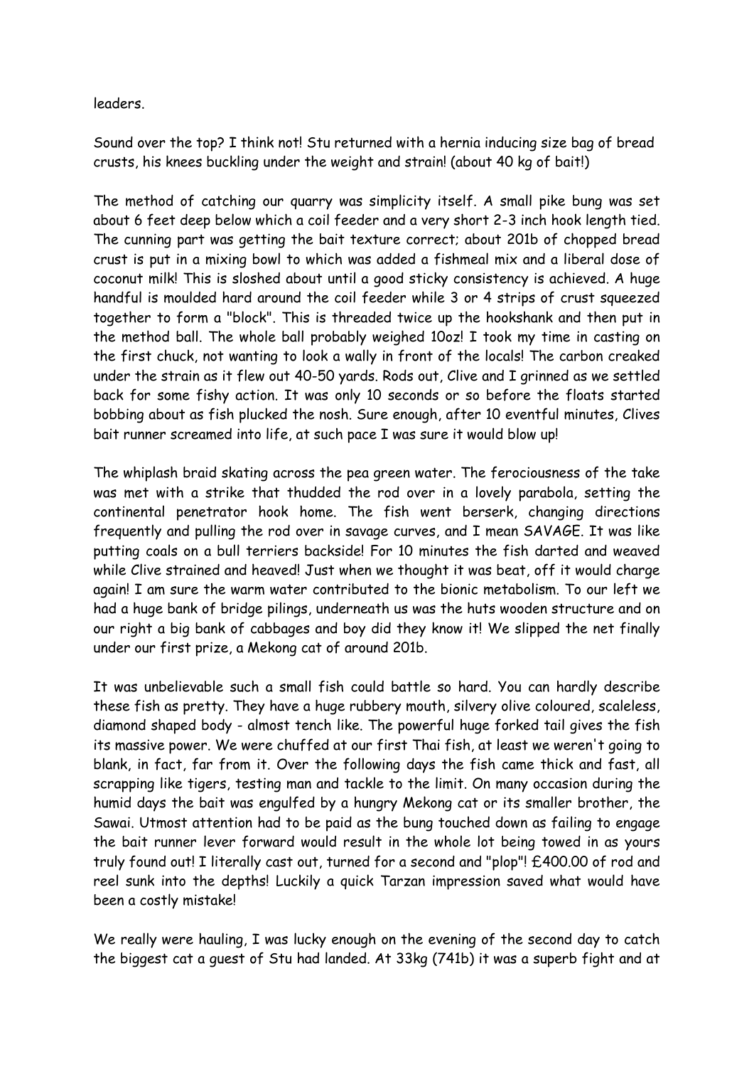leaders.

Sound over the top? I think not! Stu returned with a hernia inducing size bag of bread crusts, his knees buckling under the weight and strain! (about 40 kg of bait!)

The method of catching our quarry was simplicity itself. A small pike bung was set about 6 feet deep below which a coil feeder and a very short 2-3 inch hook length tied. The cunning part was getting the bait texture correct; about 201b of chopped bread crust is put in a mixing bowl to which was added a fishmeal mix and a liberal dose of coconut milk! This is sloshed about until a good sticky consistency is achieved. A huge handful is moulded hard around the coil feeder while 3 or 4 strips of crust squeezed together to form a "block". This is threaded twice up the hookshank and then put in the method ball. The whole ball probably weighed 10oz! I took my time in casting on the first chuck, not wanting to look a wally in front of the locals! The carbon creaked under the strain as it flew out 40-50 yards. Rods out, Clive and I grinned as we settled back for some fishy action. It was only 10 seconds or so before the floats started bobbing about as fish plucked the nosh. Sure enough, after 10 eventful minutes, Clives bait runner screamed into life, at such pace I was sure it would blow up!

The whiplash braid skating across the pea green water. The ferociousness of the take was met with a strike that thudded the rod over in a lovely parabola, setting the continental penetrator hook home. The fish went berserk, changing directions frequently and pulling the rod over in savage curves, and I mean SAVAGE. It was like putting coals on a bull terriers backside! For 10 minutes the fish darted and weaved while Clive strained and heaved! Just when we thought it was beat, off it would charge again! I am sure the warm water contributed to the bionic metabolism. To our left we had a huge bank of bridge pilings, underneath us was the huts wooden structure and on our right a big bank of cabbages and boy did they know it! We slipped the net finally under our first prize, a Mekong cat of around 201b.

It was unbelievable such a small fish could battle so hard. You can hardly describe these fish as pretty. They have a huge rubbery mouth, silvery olive coloured, scaleless, diamond shaped body - almost tench like. The powerful huge forked tail gives the fish its massive power. We were chuffed at our first Thai fish, at least we weren't going to blank, in fact, far from it. Over the following days the fish came thick and fast, all scrapping like tigers, testing man and tackle to the limit. On many occasion during the humid days the bait was engulfed by a hungry Mekong cat or its smaller brother, the Sawai. Utmost attention had to be paid as the bung touched down as failing to engage the bait runner lever forward would result in the whole lot being towed in as yours truly found out! I literally cast out, turned for a second and "plop"! £400.00 of rod and reel sunk into the depths! Luckily a quick Tarzan impression saved what would have been a costly mistake!

We really were hauling, I was lucky enough on the evening of the second day to catch the biggest cat a guest of Stu had landed. At 33kg (741b) it was a superb fight and at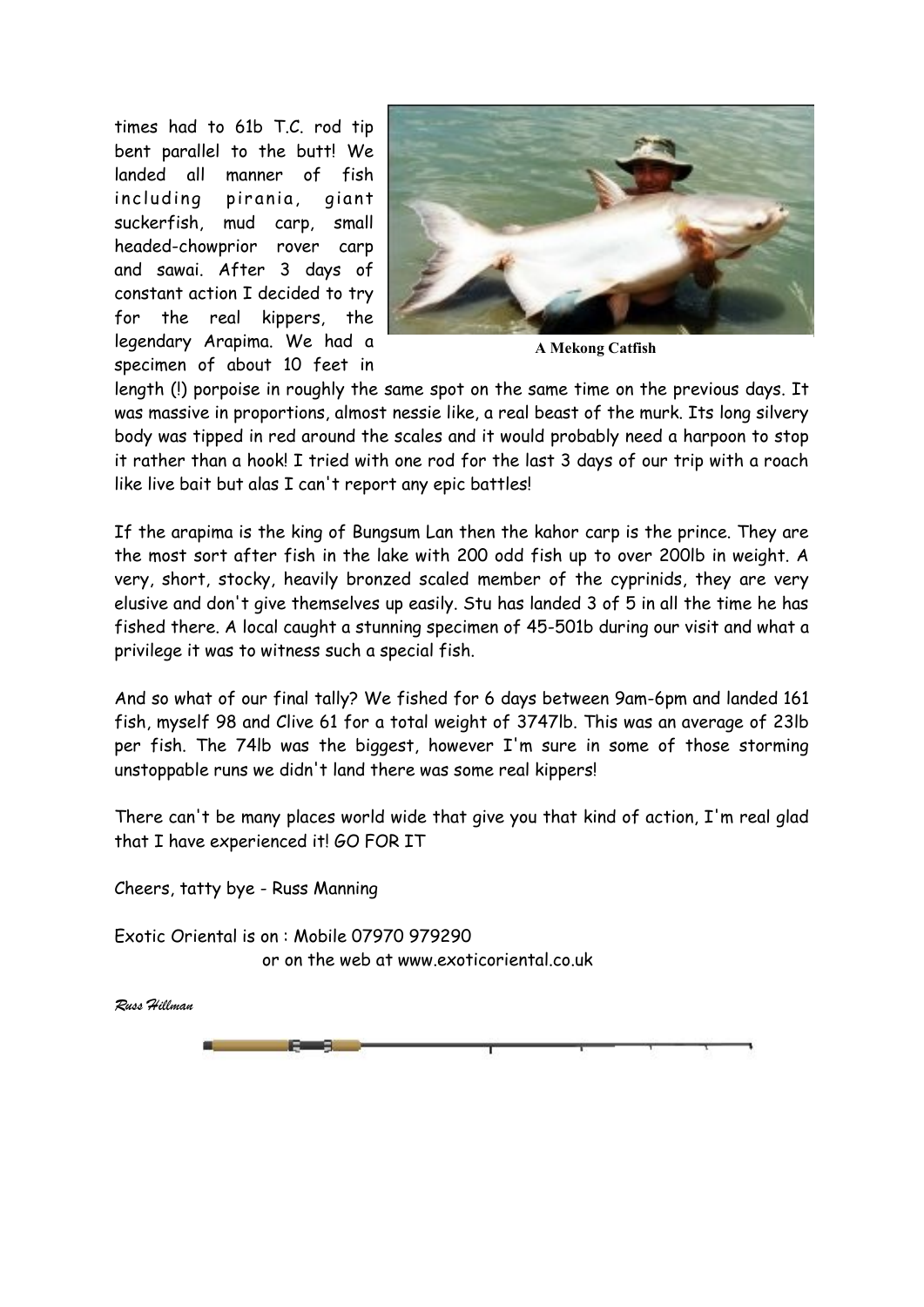times had to 61b T.C. rod tip bent parallel to the butt! We landed all manner of fish including pirania, giant suckerfish, mud carp, small headed-chowprior rover carp and sawai. After 3 days of constant action I decided to try for the real kippers, the legendary Arapima. We had a specimen of about 10 feet in length (!) porpoise in roughly the same spot on the same time on the previous days. It was massive in proportions, almost nessie like, a real beast of the murk. Its long silvery body was tipped in red around the scales and it would probably need a harpoon to stop it rather than a hook! I tried with one rod for the last 3 days of our trip with a roach like live bait but alas I can't report any epic battles!

A Mekong Catfish

If the arapima is the king of Bungsum Lan then the kahor carp is the prince. They are the most sort after fish in the lake with 200 odd fish up to over 200lb in weight. A very, short, stocky, heavily bronzed scaled member of the cyprinids, they are very elusive and don't give themselves up easily. Stu has landed 3 of 5 in all the time he has fished there. A local caught a stunning specimen of 45-501b during our visit and what a privilege it was to witness such a special fish.

And so what of our final tally? We fished for 6 days between 9am-6pm and landed 161 fish, myself 98 and Clive 61 for a total weight of 3747lb. This was an average of 23lb per fish. The 74lb was the biggest, however I'm sure in some of those storming unstoppable runs we didn't land there was some real kippers!

There can't be many places world wide that give you that kind of action, I'm real glad that I have experienced it! GO FOR IT

Cheers, tatty bye - Russ Manning

Exotic Oriental is on : Mobile 07970 979290
or on the web at www.exoticoriental.co.uk

*Russ Hillman*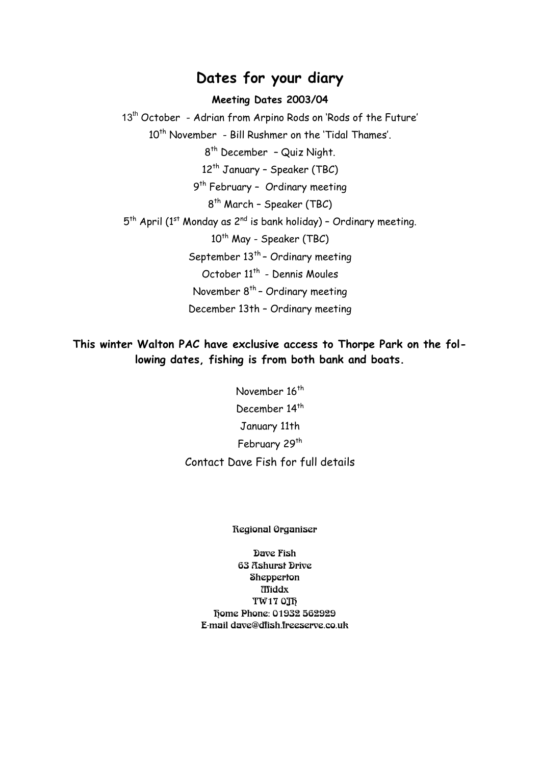# Dates for your diary

**Meeting Dates 2003/04**

13th October - Adrian from Arpino Rods on 'Rods of the Future'

10th November - Bill Rushmer on the 'Tidal Thames'.

8th December – Quiz Night.

12th January – Speaker (TBC)

9th February – Ordinary meeting

8th March – Speaker (TBC)

5th April (1st Monday as 2nd is bank holiday) – Ordinary meeting.

10th May - Speaker (TBC)

September 13th – Ordinary meeting

October 11th - Dennis Moules

November 8th – Ordinary meeting

December 13th – Ordinary meeting

**This winter Walton PAC have exclusive access to Thorpe Park on the following dates, fishing is from both bank and boats.**

November 16th

December 14th

January 11th

February 29th

Contact Dave Fish for full details

Regional Organiser

Dave Fish
63 Ashurst Drive
Shepperton
Middx
TW17 0JH
Home Phone: 01932 562929
E-mail dave@dfish.freeserve.co.uk